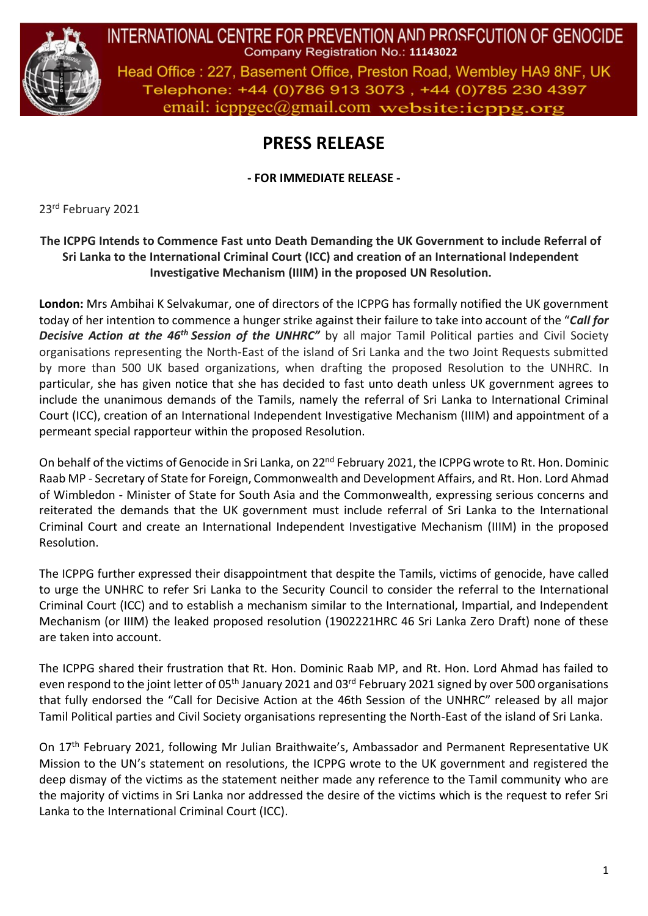INTERNATIONAL CENTRE FOR PREVENTION AND PROSECUTION OF GENOCIDE

Company Registration No.: **11143022**

Head Office : 227, Basement Office, Preston Road, Wembley HA9 8NF, UK

Telephone: +44 (0)786 913 3073 , +44 (0)785 230 4397

email: icppgec@gmail.com website:icppg.org

# PRESS RELEASE

**- FOR IMMEDIATE RELEASE -**

23rd February 2021

**The ICPPG Intends to Commence Fast unto Death Demanding the UK Government to include Referral of Sri Lanka to the International Criminal Court (ICC) and creation of an International Independent Investigative Mechanism (IIIM) in the proposed UN Resolution.**

**London:** Mrs Ambihai K Selvakumar, one of directors of the ICPPG has formally notified the UK government today of her intention to commence a hunger strike against their failure to take into account of the "***Call for Decisive Action at the 46th Session of the UNHRC"*** by all major Tamil Political parties and Civil Society organisations representing the North-East of the island of Sri Lanka and the two Joint Requests submitted by more than 500 UK based organizations, when drafting the proposed Resolution to the UNHRC. In particular, she has given notice that she has decided to fast unto death unless UK government agrees to include the unanimous demands of the Tamils, namely the referral of Sri Lanka to International Criminal Court (ICC), creation of an International Independent Investigative Mechanism (IIIM) and appointment of a permeant special rapporteur within the proposed Resolution.

On behalf of the victims of Genocide in Sri Lanka, on 22nd February 2021, the ICPPG wrote to Rt. Hon. Dominic Raab MP - Secretary of State for Foreign, Commonwealth and Development Affairs, and Rt. Hon. Lord Ahmad of Wimbledon - Minister of State for South Asia and the Commonwealth, expressing serious concerns and reiterated the demands that the UK government must include referral of Sri Lanka to the International Criminal Court and create an International Independent Investigative Mechanism (IIIM) in the proposed Resolution.

The ICPPG further expressed their disappointment that despite the Tamils, victims of genocide, have called to urge the UNHRC to refer Sri Lanka to the Security Council to consider the referral to the International Criminal Court (ICC) and to establish a mechanism similar to the International, Impartial, and Independent Mechanism (or IIIM) the leaked proposed resolution (1902221HRC 46 Sri Lanka Zero Draft) none of these are taken into account.

The ICPPG shared their frustration that Rt. Hon. Dominic Raab MP, and Rt. Hon. Lord Ahmad has failed to even respond to the joint letter of 05th January 2021 and 03rd February 2021 signed by over 500 organisations that fully endorsed the "Call for Decisive Action at the 46th Session of the UNHRC" released by all major Tamil Political parties and Civil Society organisations representing the North-East of the island of Sri Lanka.

On 17th February 2021, following Mr Julian Braithwaite's, Ambassador and Permanent Representative UK Mission to the UN's statement on resolutions, the ICPPG wrote to the UK government and registered the deep dismay of the victims as the statement neither made any reference to the Tamil community who are the majority of victims in Sri Lanka nor addressed the desire of the victims which is the request to refer Sri Lanka to the International Criminal Court (ICC).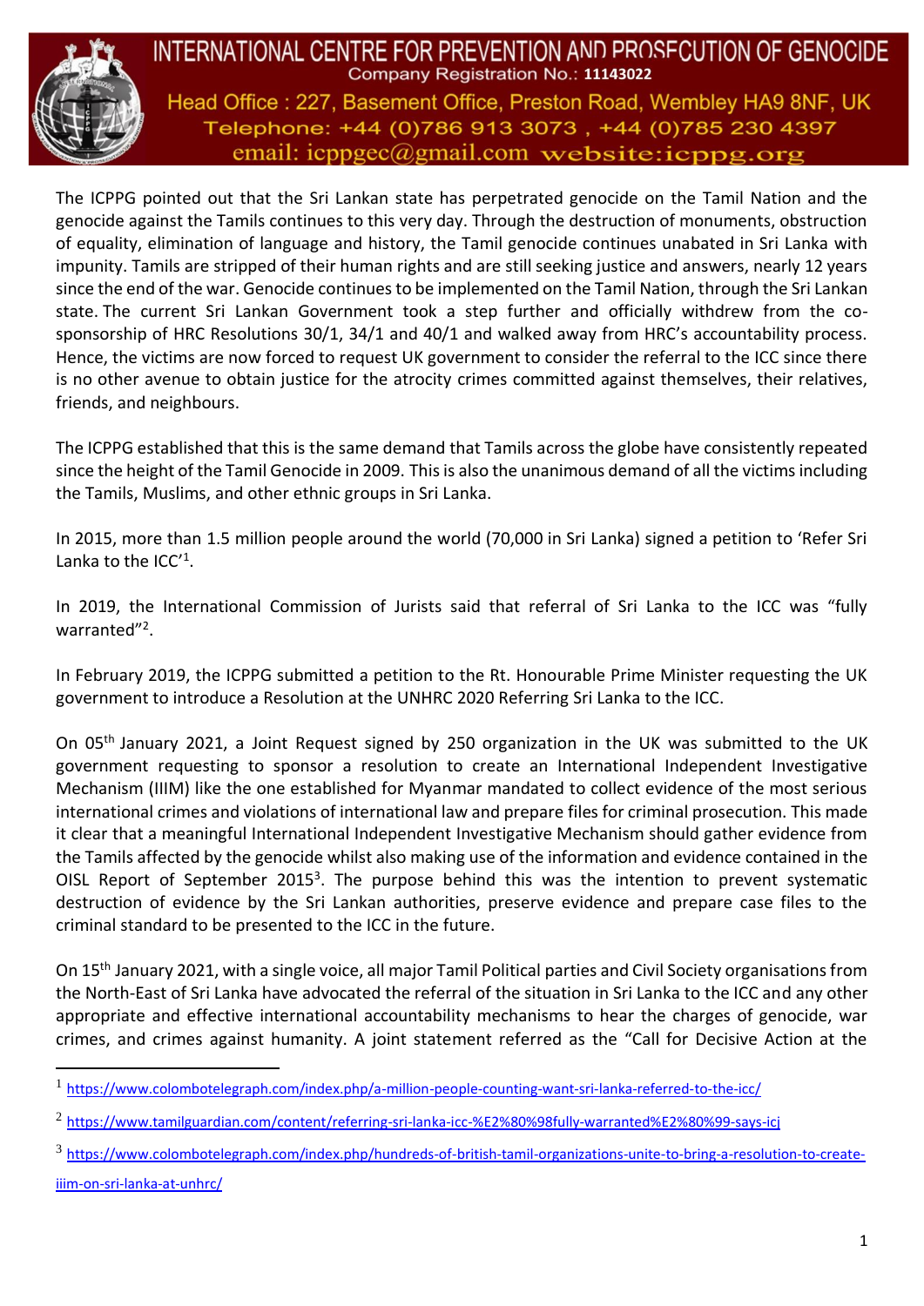The ICPPG pointed out that the Sri Lankan state has perpetrated genocide on the Tamil Nation and the genocide against the Tamils continues to this very day. Through the destruction of monuments, obstruction of equality, elimination of language and history, the Tamil genocide continues unabated in Sri Lanka with impunity. Tamils are stripped of their human rights and are still seeking justice and answers, nearly 12 years since the end of the war. Genocide continues to be implemented on the Tamil Nation, through the Sri Lankan state. The current Sri Lankan Government took a step further and officially withdrew from the co-sponsorship of HRC Resolutions 30/1, 34/1 and 40/1 and walked away from HRC's accountability process. Hence, the victims are now forced to request UK government to consider the referral to the ICC since there is no other avenue to obtain justice for the atrocity crimes committed against themselves, their relatives, friends, and neighbours.

The ICPPG established that this is the same demand that Tamils across the globe have consistently repeated since the height of the Tamil Genocide in 2009. This is also the unanimous demand of all the victims including the Tamils, Muslims, and other ethnic groups in Sri Lanka.

In 2015, more than 1.5 million people around the world (70,000 in Sri Lanka) signed a petition to 'Refer Sri Lanka to the ICC'[1].

In 2019, the International Commission of Jurists said that referral of Sri Lanka to the ICC was "fully warranted"[2].

In February 2019, the ICPPG submitted a petition to the Rt. Honourable Prime Minister requesting the UK government to introduce a Resolution at the UNHRC 2020 Referring Sri Lanka to the ICC.

On 05th January 2021, a Joint Request signed by 250 organization in the UK was submitted to the UK government requesting to sponsor a resolution to create an International Independent Investigative Mechanism (IIIM) like the one established for Myanmar mandated to collect evidence of the most serious international crimes and violations of international law and prepare files for criminal prosecution. This made it clear that a meaningful International Independent Investigative Mechanism should gather evidence from the Tamils affected by the genocide whilst also making use of the information and evidence contained in the OISL Report of September 2015[3]. The purpose behind this was the intention to prevent systematic destruction of evidence by the Sri Lankan authorities, preserve evidence and prepare case files to the criminal standard to be presented to the ICC in the future.

On 15th January 2021, with a single voice, all major Tamil Political parties and Civil Society organisations from the North-East of Sri Lanka have advocated the referral of the situation in Sri Lanka to the ICC and any other appropriate and effective international accountability mechanisms to hear the charges of genocide, war crimes, and crimes against humanity. A joint statement referred as the "Call for Decisive Action at the

---

[1] https://www.colombotelegraph.com/index.php/a-million-people-counting-want-sri-lanka-referred-to-the-icc/

[2] https://www.tamilguardian.com/content/referring-sri-lanka-icc-%E2%80%98fully-warranted%E2%80%99-says-icj

[3] https://www.colombotelegraph.com/index.php/hundreds-of-british-tamil-organizations-unite-to-bring-a-resolution-to-create-iiim-on-sri-lanka-at-unhrc/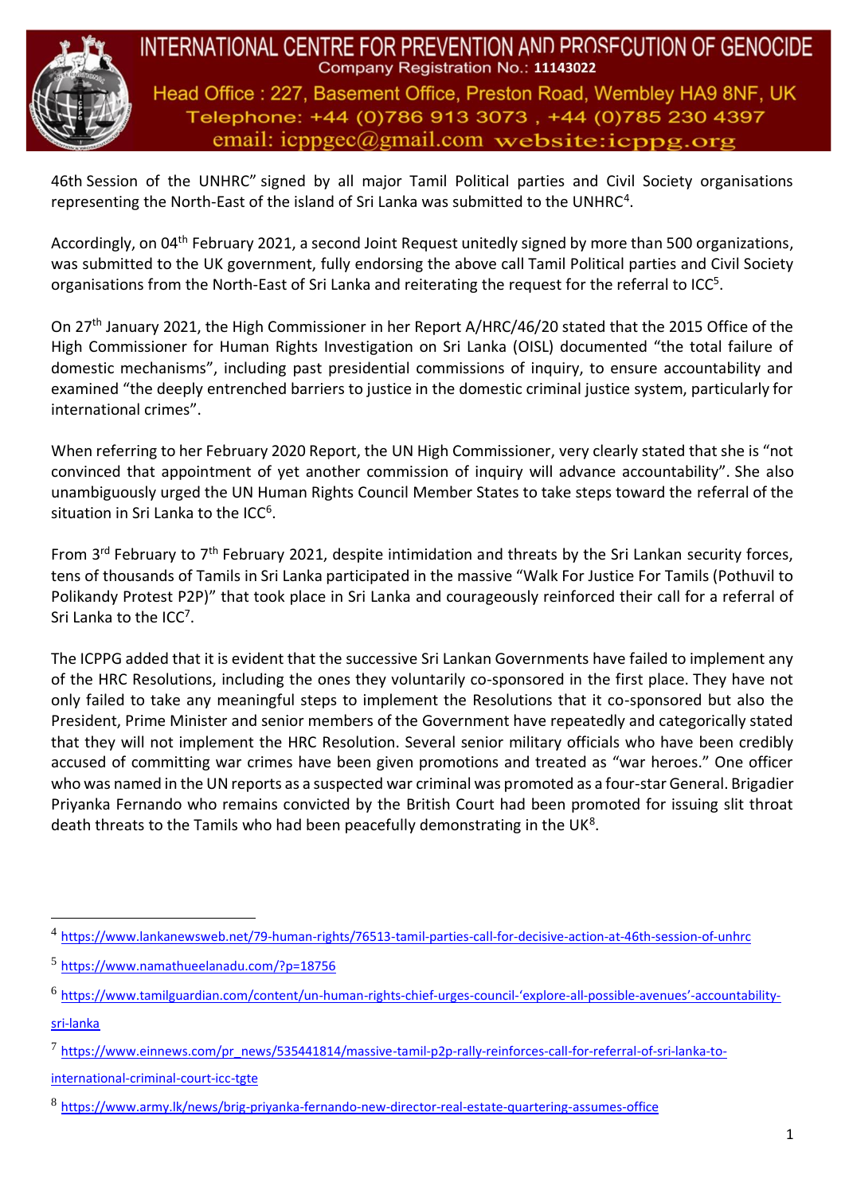46th Session of the UNHRC" signed by all major Tamil Political parties and Civil Society organisations representing the North-East of the island of Sri Lanka was submitted to the UNHRC[4].

Accordingly, on 04th February 2021, a second Joint Request unitedly signed by more than 500 organizations, was submitted to the UK government, fully endorsing the above call Tamil Political parties and Civil Society organisations from the North-East of Sri Lanka and reiterating the request for the referral to ICC[5].

On 27th January 2021, the High Commissioner in her Report A/HRC/46/20 stated that the 2015 Office of the High Commissioner for Human Rights Investigation on Sri Lanka (OISL) documented "the total failure of domestic mechanisms", including past presidential commissions of inquiry, to ensure accountability and examined "the deeply entrenched barriers to justice in the domestic criminal justice system, particularly for international crimes".

When referring to her February 2020 Report, the UN High Commissioner, very clearly stated that she is "not convinced that appointment of yet another commission of inquiry will advance accountability". She also unambiguously urged the UN Human Rights Council Member States to take steps toward the referral of the situation in Sri Lanka to the ICC[6].

From 3rd February to 7th February 2021, despite intimidation and threats by the Sri Lankan security forces, tens of thousands of Tamils in Sri Lanka participated in the massive "Walk For Justice For Tamils (Pothuvil to Polikandy Protest P2P)" that took place in Sri Lanka and courageously reinforced their call for a referral of Sri Lanka to the ICC[7].

The ICPPG added that it is evident that the successive Sri Lankan Governments have failed to implement any of the HRC Resolutions, including the ones they voluntarily co-sponsored in the first place. They have not only failed to take any meaningful steps to implement the Resolutions that it co-sponsored but also the President, Prime Minister and senior members of the Government have repeatedly and categorically stated that they will not implement the HRC Resolution. Several senior military officials who have been credibly accused of committing war crimes have been given promotions and treated as "war heroes." One officer who was named in the UN reports as a suspected war criminal was promoted as a four-star General. Brigadier Priyanka Fernando who remains convicted by the British Court had been promoted for issuing slit throat death threats to the Tamils who had been peacefully demonstrating in the UK[8].

---

[4] https://www.lankanewsweb.net/79-human-rights/76513-tamil-parties-call-for-decisive-action-at-46th-session-of-unhrc

[5] https://www.namathueelanadu.com/?p=18756

[6] https://www.tamilguardian.com/content/un-human-rights-chief-urges-council-'explore-all-possible-avenues'-accountability-sri-lanka

[7] https://www.einnews.com/pr_news/535441814/massive-tamil-p2p-rally-reinforces-call-for-referral-of-sri-lanka-to-international-criminal-court-icc-tgte

[8] https://www.army.lk/news/brig-priyanka-fernando-new-director-real-estate-quartering-assumes-office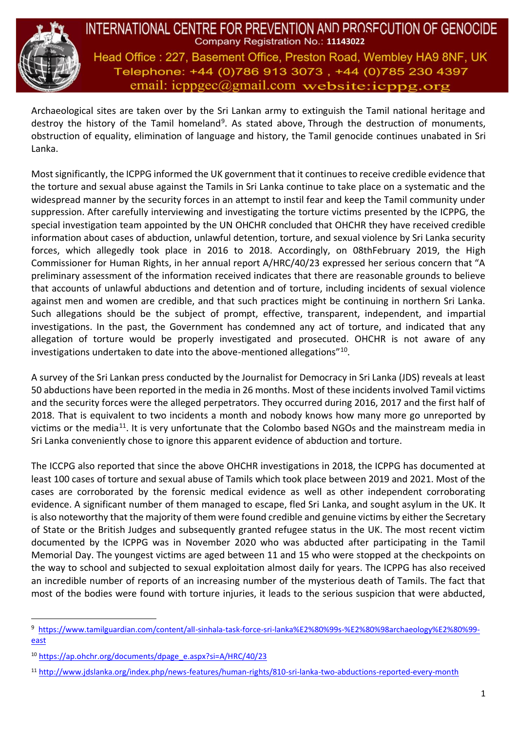Archaeological sites are taken over by the Sri Lankan army to extinguish the Tamil national heritage and destroy the history of the Tamil homeland[9]. As stated above, Through the destruction of monuments, obstruction of equality, elimination of language and history, the Tamil genocide continues unabated in Sri Lanka.

Most significantly, the ICPPG informed the UK government that it continues to receive credible evidence that the torture and sexual abuse against the Tamils in Sri Lanka continue to take place on a systematic and the widespread manner by the security forces in an attempt to instil fear and keep the Tamil community under suppression. After carefully interviewing and investigating the torture victims presented by the ICPPG, the special investigation team appointed by the UN OHCHR concluded that OHCHR they have received credible information about cases of abduction, unlawful detention, torture, and sexual violence by Sri Lanka security forces, which allegedly took place in 2016 to 2018. Accordingly, on 08thFebruary 2019, the High Commissioner for Human Rights, in her annual report A/HRC/40/23 expressed her serious concern that "A preliminary assessment of the information received indicates that there are reasonable grounds to believe that accounts of unlawful abductions and detention and of torture, including incidents of sexual violence against men and women are credible, and that such practices might be continuing in northern Sri Lanka. Such allegations should be the subject of prompt, effective, transparent, independent, and impartial investigations. In the past, the Government has condemned any act of torture, and indicated that any allegation of torture would be properly investigated and prosecuted. OHCHR is not aware of any investigations undertaken to date into the above-mentioned allegations"[10].

A survey of the Sri Lankan press conducted by the Journalist for Democracy in Sri Lanka (JDS) reveals at least 50 abductions have been reported in the media in 26 months. Most of these incidents involved Tamil victims and the security forces were the alleged perpetrators. They occurred during 2016, 2017 and the first half of 2018. That is equivalent to two incidents a month and nobody knows how many more go unreported by victims or the media[11]. It is very unfortunate that the Colombo based NGOs and the mainstream media in Sri Lanka conveniently chose to ignore this apparent evidence of abduction and torture.

The ICCPG also reported that since the above OHCHR investigations in 2018, the ICPPG has documented at least 100 cases of torture and sexual abuse of Tamils which took place between 2019 and 2021. Most of the cases are corroborated by the forensic medical evidence as well as other independent corroborating evidence. A significant number of them managed to escape, fled Sri Lanka, and sought asylum in the UK. It is also noteworthy that the majority of them were found credible and genuine victims by either the Secretary of State or the British Judges and subsequently granted refugee status in the UK. The most recent victim documented by the ICPPG was in November 2020 who was abducted after participating in the Tamil Memorial Day. The youngest victims are aged between 11 and 15 who were stopped at the checkpoints on the way to school and subjected to sexual exploitation almost daily for years. The ICPPG has also received an incredible number of reports of an increasing number of the mysterious death of Tamils. The fact that most of the bodies were found with torture injuries, it leads to the serious suspicion that were abducted,

---

[9] https://www.tamilguardian.com/content/all-sinhala-task-force-sri-lanka%E2%80%99s-%E2%80%98archaeology%E2%80%99-east

[10] https://ap.ohchr.org/documents/dpage_e.aspx?si=A/HRC/40/23

[11] http://www.jdslanka.org/index.php/news-features/human-rights/810-sri-lanka-two-abductions-reported-every-month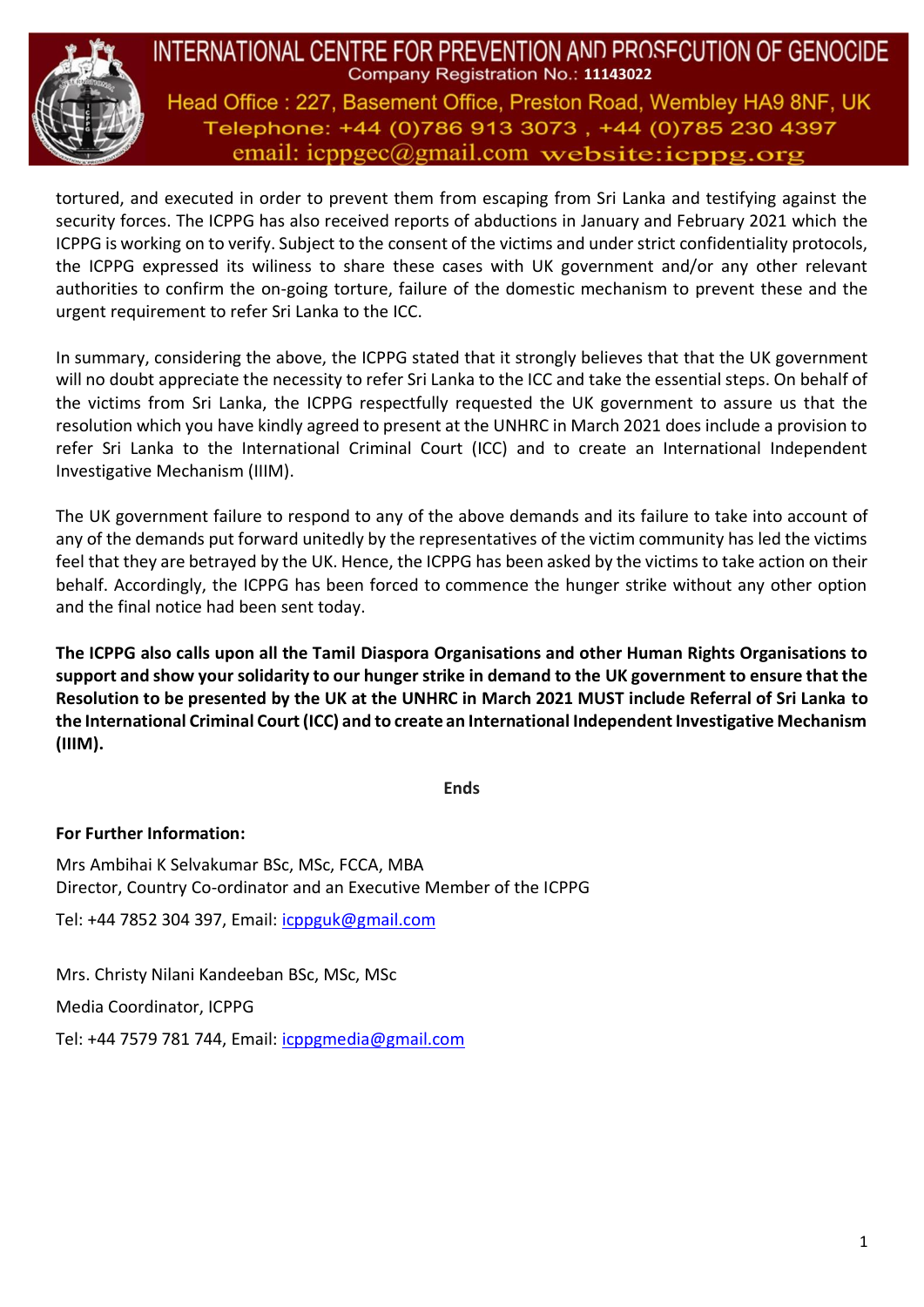tortured, and executed in order to prevent them from escaping from Sri Lanka and testifying against the security forces. The ICPPG has also received reports of abductions in January and February 2021 which the ICPPG is working on to verify. Subject to the consent of the victims and under strict confidentiality protocols, the ICPPG expressed its wiliness to share these cases with UK government and/or any other relevant authorities to confirm the on-going torture, failure of the domestic mechanism to prevent these and the urgent requirement to refer Sri Lanka to the ICC.

In summary, considering the above, the ICPPG stated that it strongly believes that that the UK government will no doubt appreciate the necessity to refer Sri Lanka to the ICC and take the essential steps. On behalf of the victims from Sri Lanka, the ICPPG respectfully requested the UK government to assure us that the resolution which you have kindly agreed to present at the UNHRC in March 2021 does include a provision to refer Sri Lanka to the International Criminal Court (ICC) and to create an International Independent Investigative Mechanism (IIIM).

The UK government failure to respond to any of the above demands and its failure to take into account of any of the demands put forward unitedly by the representatives of the victim community has led the victims feel that they are betrayed by the UK. Hence, the ICPPG has been asked by the victims to take action on their behalf. Accordingly, the ICPPG has been forced to commence the hunger strike without any other option and the final notice had been sent today.

**The ICPPG also calls upon all the Tamil Diaspora Organisations and other Human Rights Organisations to support and show your solidarity to our hunger strike in demand to the UK government to ensure that the Resolution to be presented by the UK at the UNHRC in March 2021 MUST include Referral of Sri Lanka to the International Criminal Court (ICC) and to create an International Independent Investigative Mechanism (IIIM).**

**Ends**

**For Further Information:**

Mrs Ambihai K Selvakumar BSc, MSc, FCCA, MBA
Director, Country Co-ordinator and an Executive Member of the ICPPG

Tel: +44 7852 304 397, Email: icppguk@gmail.com

Mrs. Christy Nilani Kandeeban BSc, MSc, MSc

Media Coordinator, ICPPG

Tel: +44 7579 781 744, Email: icppgmedia@gmail.com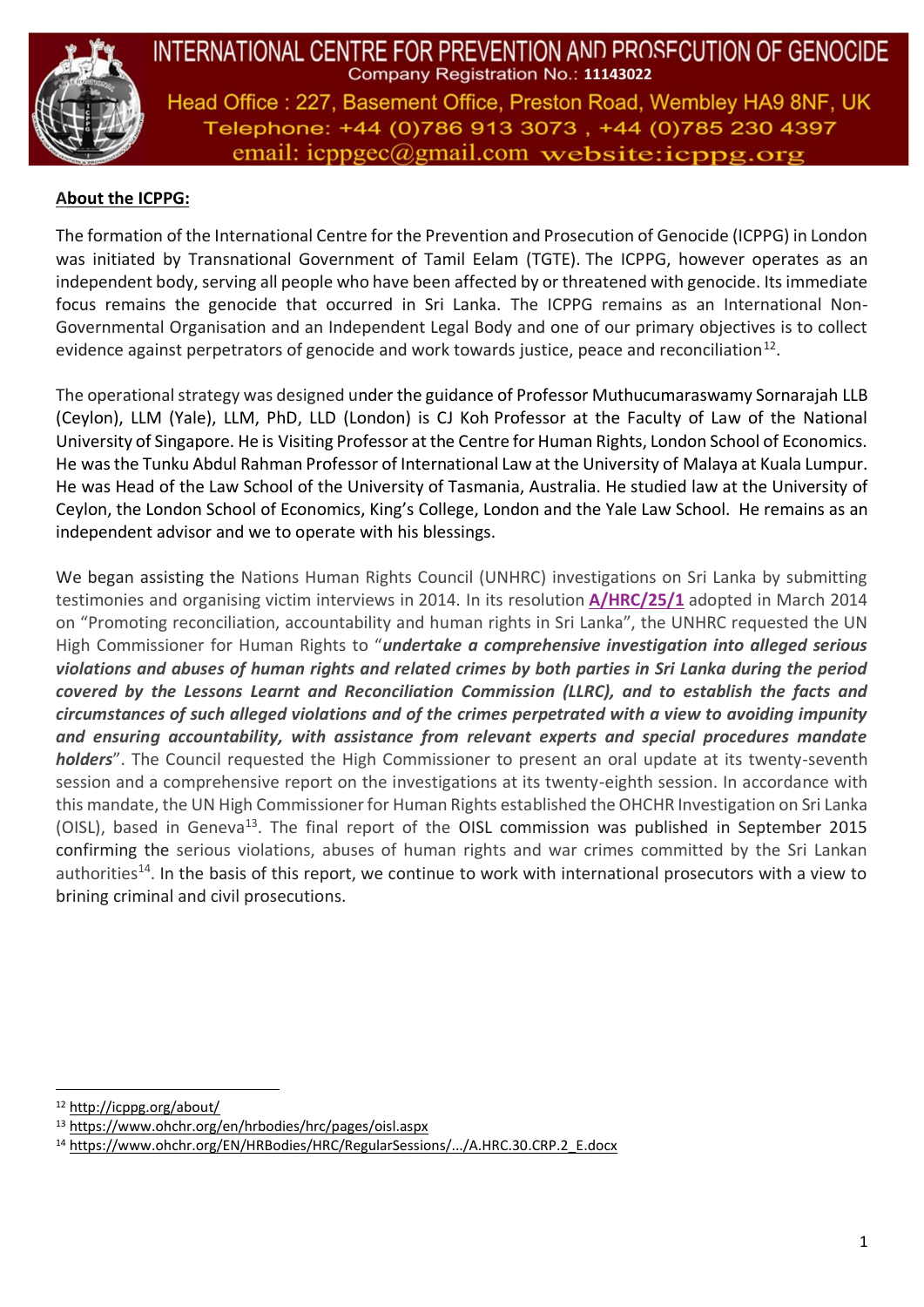INTERNATIONAL CENTRE FOR PREVENTION AND PROSECUTION OF GENOCIDE
Company Registration No.: **11143022**
Head Office : 227, Basement Office, Preston Road, Wembley HA9 8NF, UK
Telephone: +44 (0)786 913 3073 , +44 (0)785 230 4397
email: icppgec@gmail.com website:icppg.org

## About the ICPPG:

The formation of the International Centre for the Prevention and Prosecution of Genocide (ICPPG) in London was initiated by Transnational Government of Tamil Eelam (TGTE). The ICPPG, however operates as an independent body, serving all people who have been affected by or threatened with genocide. Its immediate focus remains the genocide that occurred in Sri Lanka. The ICPPG remains as an International Non-Governmental Organisation and an Independent Legal Body and one of our primary objectives is to collect evidence against perpetrators of genocide and work towards justice, peace and reconciliation[12].

The operational strategy was designed under the guidance of Professor Muthucumaraswamy Sornarajah LLB (Ceylon), LLM (Yale), LLM, PhD, LLD (London) is CJ Koh Professor at the Faculty of Law of the National University of Singapore. He is Visiting Professor at the Centre for Human Rights, London School of Economics. He was the Tunku Abdul Rahman Professor of International Law at the University of Malaya at Kuala Lumpur. He was Head of the Law School of the University of Tasmania, Australia. He studied law at the University of Ceylon, the London School of Economics, King's College, London and the Yale Law School. He remains as an independent advisor and we to operate with his blessings.

We began assisting the Nations Human Rights Council (UNHRC) investigations on Sri Lanka by submitting testimonies and organising victim interviews in 2014. In its resolution **A/HRC/25/1** adopted in March 2014 on "Promoting reconciliation, accountability and human rights in Sri Lanka", the UNHRC requested the UN High Commissioner for Human Rights to "***undertake a comprehensive investigation into alleged serious violations and abuses of human rights and related crimes by both parties in Sri Lanka during the period covered by the Lessons Learnt and Reconciliation Commission (LLRC), and to establish the facts and circumstances of such alleged violations and of the crimes perpetrated with a view to avoiding impunity and ensuring accountability, with assistance from relevant experts and special procedures mandate holders***". The Council requested the High Commissioner to present an oral update at its twenty-seventh session and a comprehensive report on the investigations at its twenty-eighth session. In accordance with this mandate, the UN High Commissioner for Human Rights established the OHCHR Investigation on Sri Lanka (OISL), based in Geneva[13]. The final report of the OISL commission was published in September 2015 confirming the serious violations, abuses of human rights and war crimes committed by the Sri Lankan authorities[14]. In the basis of this report, we continue to work with international prosecutors with a view to brining criminal and civil prosecutions.

---

[12] http://icppg.org/about/

[13] https://www.ohchr.org/en/hrbodies/hrc/pages/oisl.aspx

[14] https://www.ohchr.org/EN/HRBodies/HRC/RegularSessions/.../A.HRC.30.CRP.2_E.docx